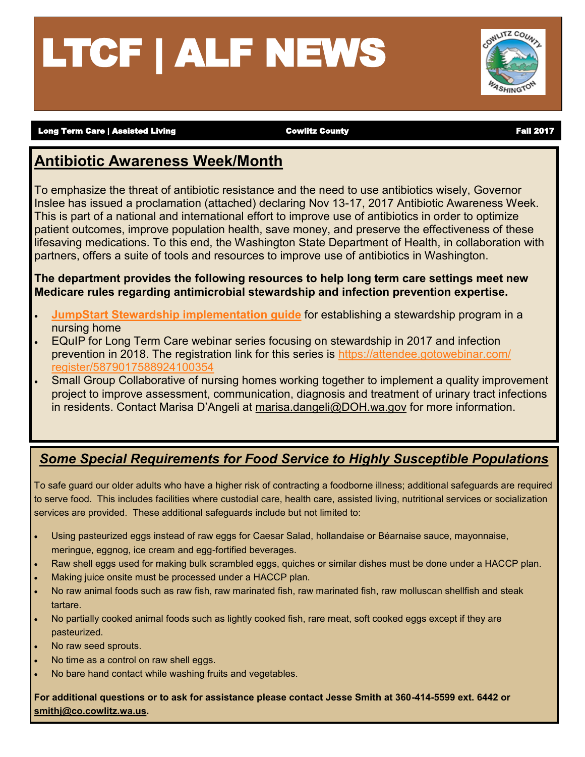# LTCF | ALF NEWS

**Long Term Care | Assisted Living** — **Cowlitz County** — **Fall 2017**

## Antibiotic Awareness Week/Month

To emphasize the threat of antibiotic resistance and the need to use antibiotics wisely, Governor Inslee has issued a proclamation (attached) declaring Nov 13-17, 2017 Antibiotic Awareness Week. This is part of a national and international effort to improve use of antibiotics in order to optimize patient outcomes, improve population health, save money, and preserve the effectiveness of these lifesaving medications. To this end, the Washington State Department of Health, in collaboration with partners, offers a suite of tools and resources to improve use of antibiotics in Washington.

**The department provides the following resources to help long term care settings meet new Medicare rules regarding antimicrobial stewardship and infection prevention expertise.**

- **JumpStart Stewardship implementation guide** for establishing a stewardship program in a nursing home
- EQuIP for Long Term Care webinar series focusing on stewardship in 2017 and infection prevention in 2018. The registration link for this series is https://attendee.gotowebinar.com/register/5879017588924100354
- Small Group Collaborative of nursing homes working together to implement a quality improvement project to improve assessment, communication, diagnosis and treatment of urinary tract infections in residents. Contact Marisa D'Angeli at marisa.dangeli@DOH.wa.gov for more information.

## *Some Special Requirements for Food Service to Highly Susceptible Populations*

To safe guard our older adults who have a higher risk of contracting a foodborne illness; additional safeguards are required to serve food. This includes facilities where custodial care, health care, assisted living, nutritional services or socialization services are provided. These additional safeguards include but not limited to:

- Using pasteurized eggs instead of raw eggs for Caesar Salad, hollandaise or Béarnaise sauce, mayonnaise, meringue, eggnog, ice cream and egg-fortified beverages.
- Raw shell eggs used for making bulk scrambled eggs, quiches or similar dishes must be done under a HACCP plan.
- Making juice onsite must be processed under a HACCP plan.
- No raw animal foods such as raw fish, raw marinated fish, raw marinated fish, raw molluscan shellfish and steak tartare.
- No partially cooked animal foods such as lightly cooked fish, rare meat, soft cooked eggs except if they are pasteurized.
- No raw seed sprouts.
- No time as a control on raw shell eggs.
- No bare hand contact while washing fruits and vegetables.

**For additional questions or to ask for assistance please contact Jesse Smith at 360-414-5599 ext. 6442 or smithj@co.cowlitz.wa.us.**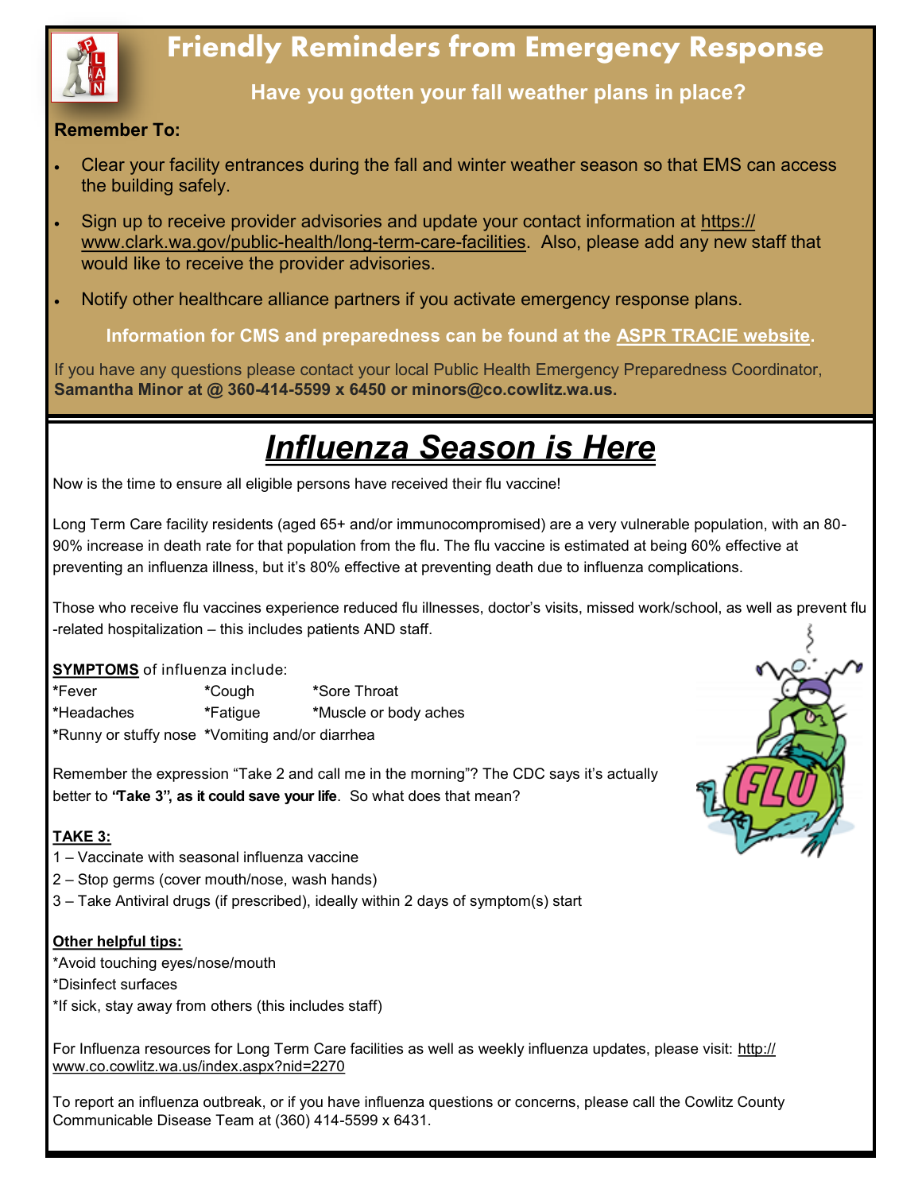# Friendly Reminders from Emergency Response

**Have you gotten your fall weather plans in place?**

**Remember To:**

- Clear your facility entrances during the fall and winter weather season so that EMS can access the building safely.
- Sign up to receive provider advisories and update your contact information at https://www.clark.wa.gov/public-health/long-term-care-facilities. Also, please add any new staff that would like to receive the provider advisories.
- Notify other healthcare alliance partners if you activate emergency response plans.

**Information for CMS and preparedness can be found at the ASPR TRACIE website.**

If you have any questions please contact your local Public Health Emergency Preparedness Coordinator, **Samantha Minor at @ 360-414-5599 x 6450 or minors@co.cowlitz.wa.us.**

# *Influenza Season is Here*

Now is the time to ensure all eligible persons have received their flu vaccine!

Long Term Care facility residents (aged 65+ and/or immunocompromised) are a very vulnerable population, with an 80-90% increase in death rate for that population from the flu. The flu vaccine is estimated at being 60% effective at preventing an influenza illness, but it's 80% effective at preventing death due to influenza complications.

Those who receive flu vaccines experience reduced flu illnesses, doctor's visits, missed work/school, as well as prevent flu-related hospitalization – this includes patients AND staff.

**SYMPTOMS** of influenza include:

*Fever *Cough *Sore Throat
*Headaches *Fatigue *Muscle or body aches
*Runny or stuffy nose *Vomiting and/or diarrhea

Remember the expression "Take 2 and call me in the morning"? The CDC says it's actually better to **"Take 3", as it could save your life**. So what does that mean?

**TAKE 3:**

1 – Vaccinate with seasonal influenza vaccine
2 – Stop germs (cover mouth/nose, wash hands)
3 – Take Antiviral drugs (if prescribed), ideally within 2 days of symptom(s) start

**Other helpful tips:**

*Avoid touching eyes/nose/mouth
*Disinfect surfaces
*If sick, stay away from others (this includes staff)

For Influenza resources for Long Term Care facilities as well as weekly influenza updates, please visit: http://www.co.cowlitz.wa.us/index.aspx?nid=2270

To report an influenza outbreak, or if you have influenza questions or concerns, please call the Cowlitz County Communicable Disease Team at (360) 414-5599 x 6431.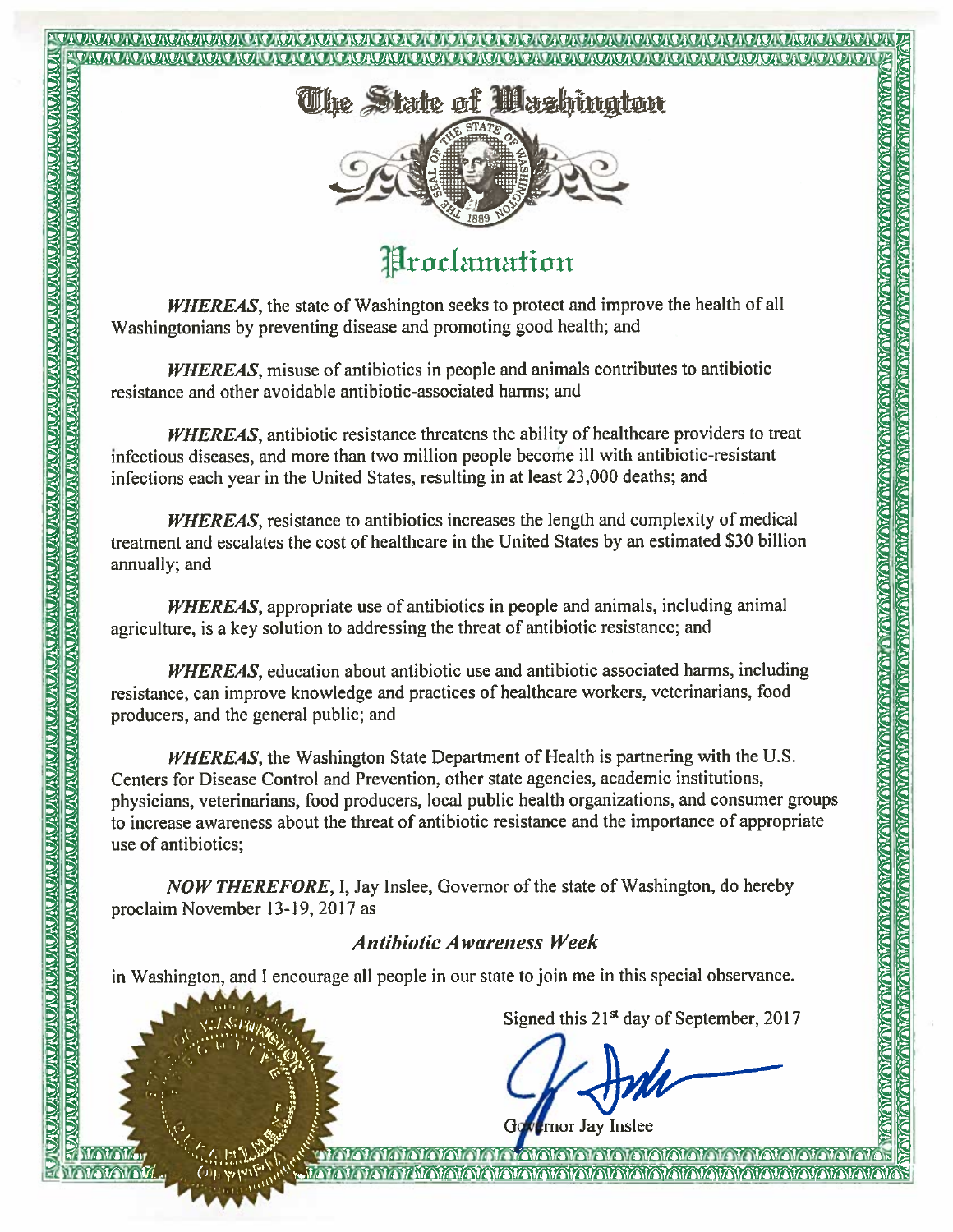# The State of Washington

## Proclamation

***WHEREAS***, the state of Washington seeks to protect and improve the health of all Washingtonians by preventing disease and promoting good health; and

***WHEREAS***, misuse of antibiotics in people and animals contributes to antibiotic resistance and other avoidable antibiotic-associated harms; and

***WHEREAS***, antibiotic resistance threatens the ability of healthcare providers to treat infectious diseases, and more than two million people become ill with antibiotic-resistant infections each year in the United States, resulting in at least 23,000 deaths; and

***WHEREAS***, resistance to antibiotics increases the length and complexity of medical treatment and escalates the cost of healthcare in the United States by an estimated $30 billion annually; and

***WHEREAS***, appropriate use of antibiotics in people and animals, including animal agriculture, is a key solution to addressing the threat of antibiotic resistance; and

***WHEREAS***, education about antibiotic use and antibiotic associated harms, including resistance, can improve knowledge and practices of healthcare workers, veterinarians, food producers, and the general public; and

***WHEREAS***, the Washington State Department of Health is partnering with the U.S. Centers for Disease Control and Prevention, other state agencies, academic institutions, physicians, veterinarians, food producers, local public health organizations, and consumer groups to increase awareness about the threat of antibiotic resistance and the importance of appropriate use of antibiotics;

***NOW THEREFORE***, I, Jay Inslee, Governor of the state of Washington, do hereby proclaim November 13-19, 2017 as

***Antibiotic Awareness Week***

in Washington, and I encourage all people in our state to join me in this special observance.

Signed this 21st day of September, 2017

Governor Jay Inslee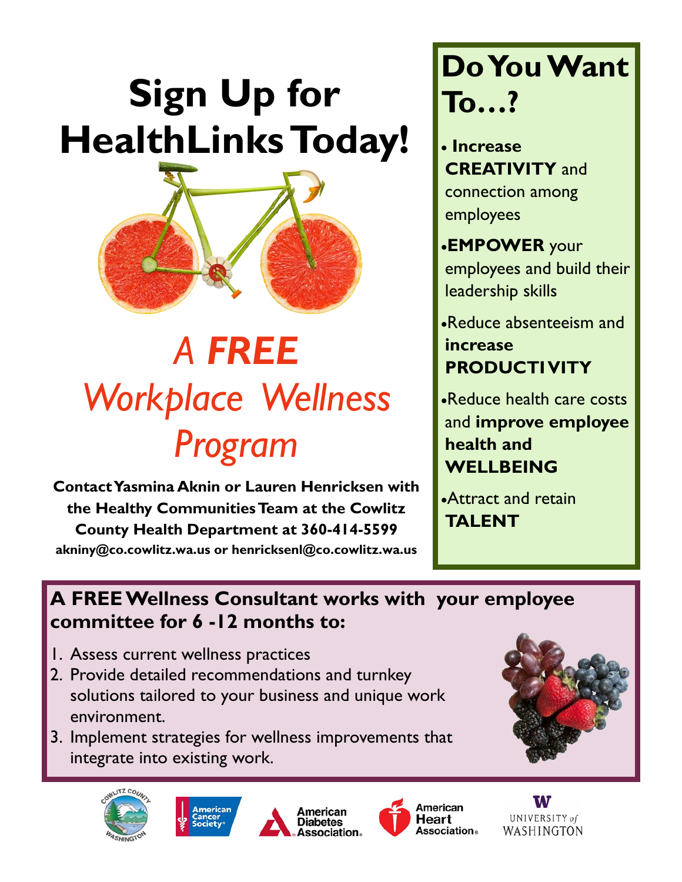# Sign Up for HealthLinks Today!

## *A **FREE** Workplace Wellness Program*

**Contact Yasmina Aknin or Lauren Henricksen with the Healthy Communities Team at the Cowlitz County Health Department at 360-414-5599**
**akniny@co.cowlitz.wa.us or henricksenl@co.cowlitz.wa.us**

## Do You Want To…?

- **Increase CREATIVITY** and connection among employees
- **EMPOWER** your employees and build their leadership skills
- Reduce absenteeism and **increase PRODUCTIVITY**
- Reduce health care costs and **improve employee health and WELLBEING**
- Attract and retain **TALENT**

### A FREE Wellness Consultant works with your employee committee for 6 -12 months to:

1. Assess current wellness practices
2. Provide detailed recommendations and turnkey solutions tailored to your business and unique work environment.
3. Implement strategies for wellness improvements that integrate into existing work.

Cowlitz County Washington | American Cancer Society | American Diabetes Association | American Heart Association | University of Washington